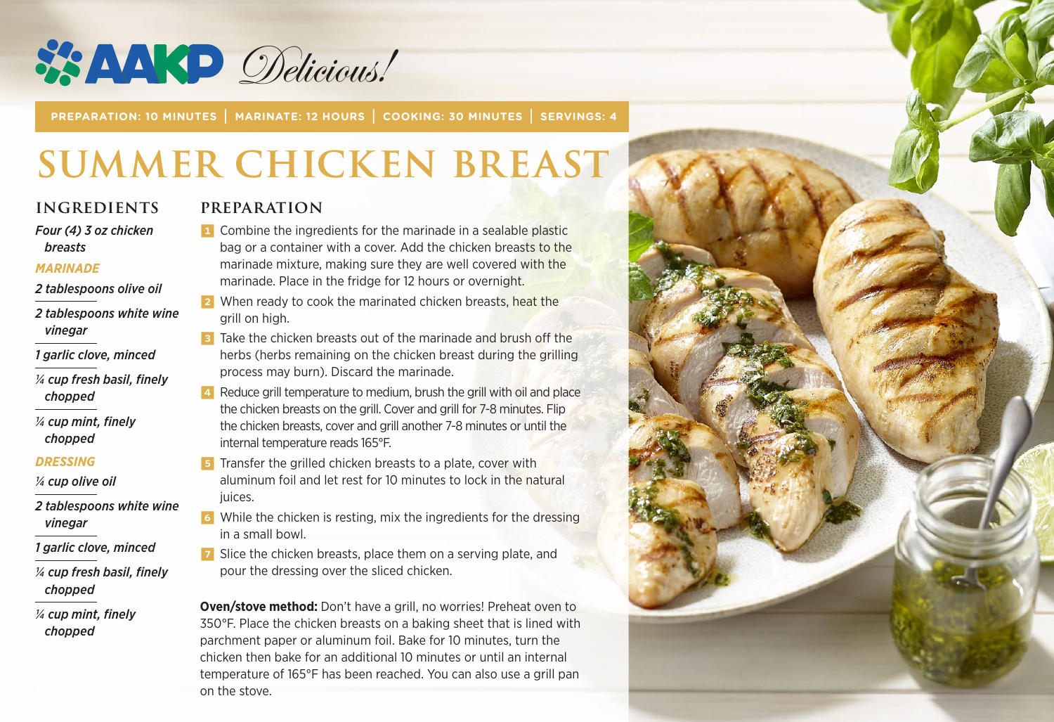AAKP *Delicious!*

**PREPARATION: 10 MINUTES | MARINATE: 12 HOURS | COOKING: 30 MINUTES | SERVINGS: 4**

# SUMMER CHICKEN BREAST

## INGREDIENTS

*Four (4) 3 oz chicken breasts*

***MARINADE***

*2 tablespoons olive oil*

*2 tablespoons white wine vinegar*

*1 garlic clove, minced*

*¼ cup fresh basil, finely chopped*

*¼ cup mint, finely chopped*

***DRESSING***

*¼ cup olive oil*

*2 tablespoons white wine vinegar*

*1 garlic clove, minced*

*¼ cup fresh basil, finely chopped*

*¼ cup mint, finely chopped*

## PREPARATION

1. Combine the ingredients for the marinade in a sealable plastic bag or a container with a cover. Add the chicken breasts to the marinade mixture, making sure they are well covered with the marinade. Place in the fridge for 12 hours or overnight.
2. When ready to cook the marinated chicken breasts, heat the grill on high.
3. Take the chicken breasts out of the marinade and brush off the herbs (herbs remaining on the chicken breast during the grilling process may burn). Discard the marinade.
4. Reduce grill temperature to medium, brush the grill with oil and place the chicken breasts on the grill. Cover and grill for 7-8 minutes. Flip the chicken breasts, cover and grill another 7-8 minutes or until the internal temperature reads 165°F.
5. Transfer the grilled chicken breasts to a plate, cover with aluminum foil and let rest for 10 minutes to lock in the natural juices.
6. While the chicken is resting, mix the ingredients for the dressing in a small bowl.
7. Slice the chicken breasts, place them on a serving plate, and pour the dressing over the sliced chicken.

**Oven/stove method:** Don't have a grill, no worries! Preheat oven to 350°F. Place the chicken breasts on a baking sheet that is lined with parchment paper or aluminum foil. Bake for 10 minutes, turn the chicken then bake for an additional 10 minutes or until an internal temperature of 165°F has been reached. You can also use a grill pan on the stove.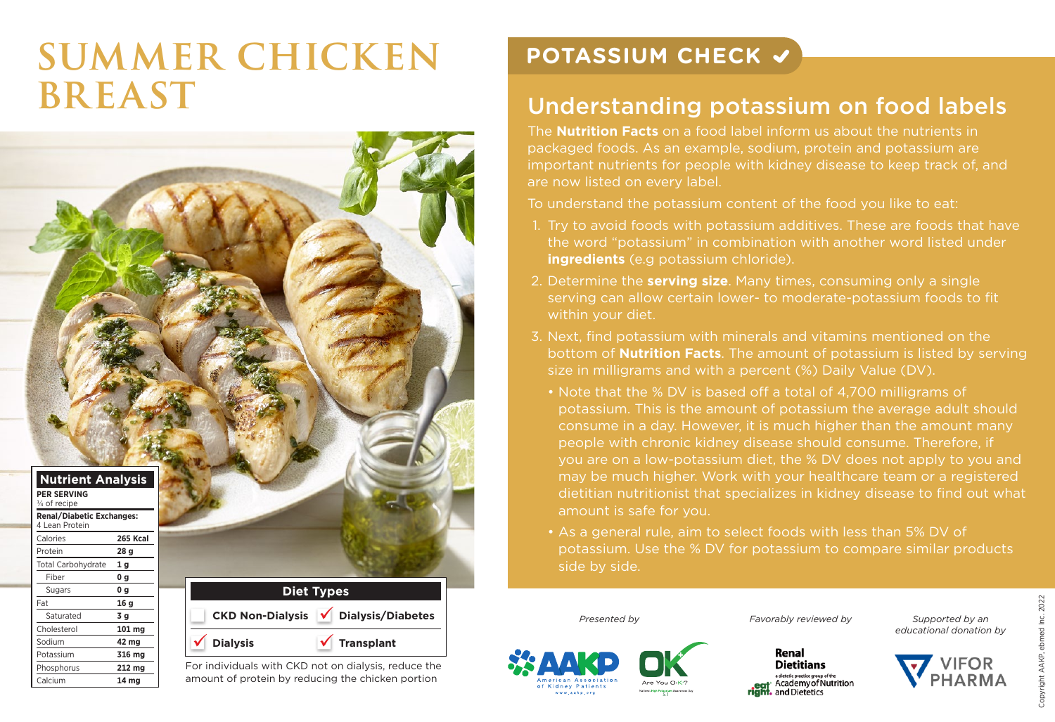# SUMMER CHICKEN BREAST

## Nutrient Analysis

**PER SERVING**
¼ of recipe

**Renal/Diabetic Exchanges:**
4 Lean Protein

| | |
|---|---|
| Calories | 265 Kcal |
| Protein | 28 g |
| Total Carbohydrate | 1 g |
| Fiber | 0 g |
| Sugars | 0 g |
| Fat | 16 g |
| Saturated | 3 g |
| Cholesterol | 101 mg |
| Sodium | 42 mg |
| Potassium | 316 mg |
| Phosphorus | 212 mg |
| Calcium | 14 mg |

## Diet Types

| | |
|---|---|
| ☐ CKD Non-Dialysis | ✓ Dialysis/Diabetes |
| ✓ Dialysis | ✓ Transplant |

For individuals with CKD not on dialysis, reduce the amount of protein by reducing the chicken portion

## POTASSIUM CHECK ✔

## Understanding potassium on food labels

The **Nutrition Facts** on a food label inform us about the nutrients in packaged foods. As an example, sodium, protein and potassium are important nutrients for people with kidney disease to keep track of, and are now listed on every label.

To understand the potassium content of the food you like to eat:

1. Try to avoid foods with potassium additives. These are foods that have the word "potassium" in combination with another word listed under **ingredients** (e.g potassium chloride).
2. Determine the **serving size**. Many times, consuming only a single serving can allow certain lower- to moderate-potassium foods to fit within your diet.
3. Next, find potassium with minerals and vitamins mentioned on the bottom of **Nutrition Facts**. The amount of potassium is listed by serving size in milligrams and with a percent (%) Daily Value (DV).
   - Note that the % DV is based off a total of 4,700 milligrams of potassium. This is the amount of potassium the average adult should consume in a day. However, it is much higher than the amount many people with chronic kidney disease should consume. Therefore, if you are on a low-potassium diet, the % DV does not apply to you and may be much higher. Work with your healthcare team or a registered dietitian nutritionist that specializes in kidney disease to find out what amount is safe for you.
   - As a general rule, aim to select foods with less than 5% DV of potassium. Use the % DV for potassium to compare similar products side by side.

*Presented by*

AAKP American Association of Kidney Patients www.aakp.org

OK Are You O-K+?

*Favorably reviewed by*

Renal Dietitians a dietetic practice group of the eat right. Academy of Nutrition and Dietetics

*Supported by an educational donation by*

VIFOR PHARMA

Copyright AAKP, ebmed Inc. 2022